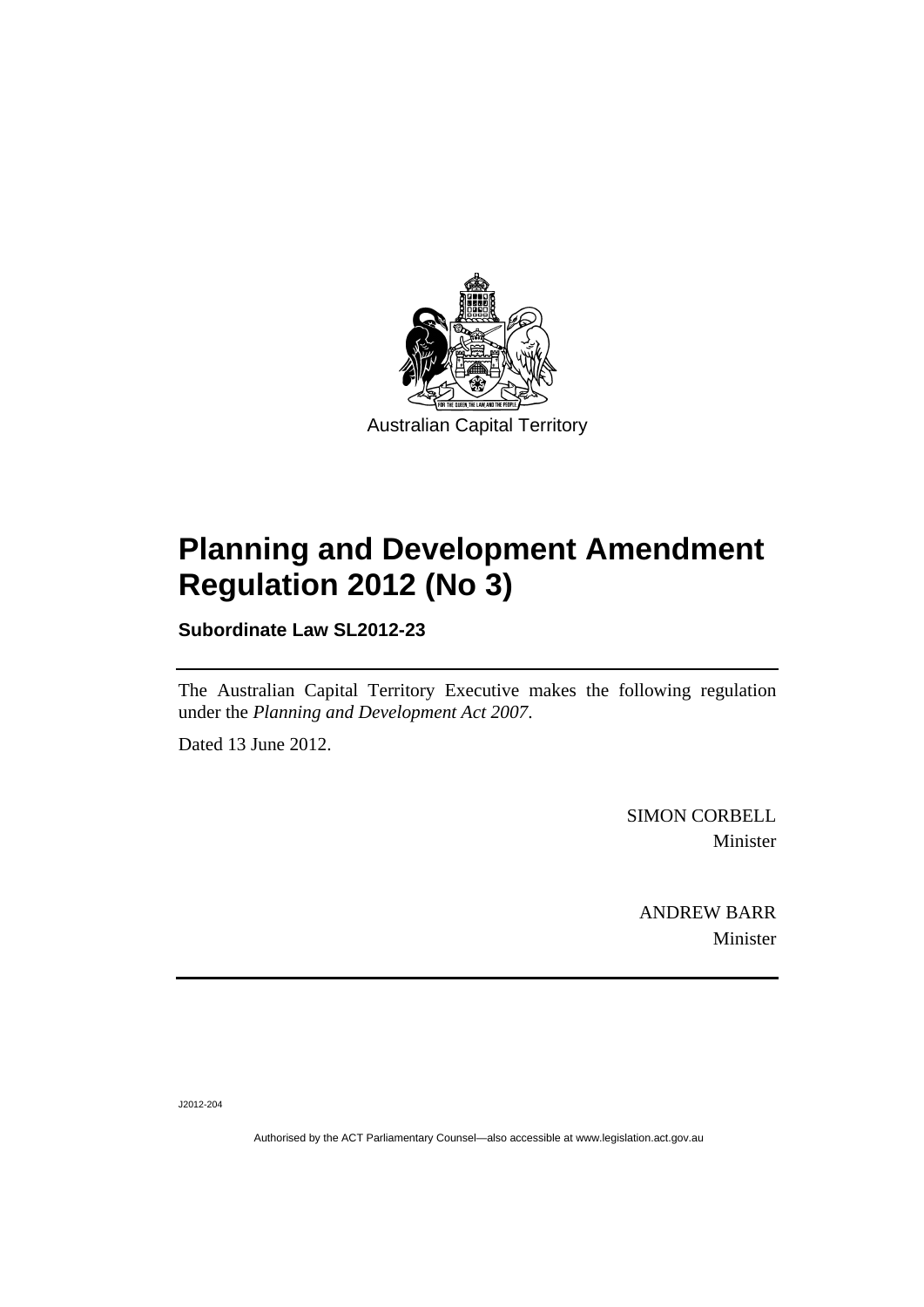Australian Capital Territory

# Planning and Development Amendment Regulation 2012 (No 3)

**Subordinate Law SL2012-23**

The Australian Capital Territory Executive makes the following regulation under the *Planning and Development Act 2007*.

Dated 13 June 2012.

SIMON CORBELL
Minister

ANDREW BARR
Minister

J2012-204

Authorised by the ACT Parliamentary Counsel—also accessible at www.legislation.act.gov.au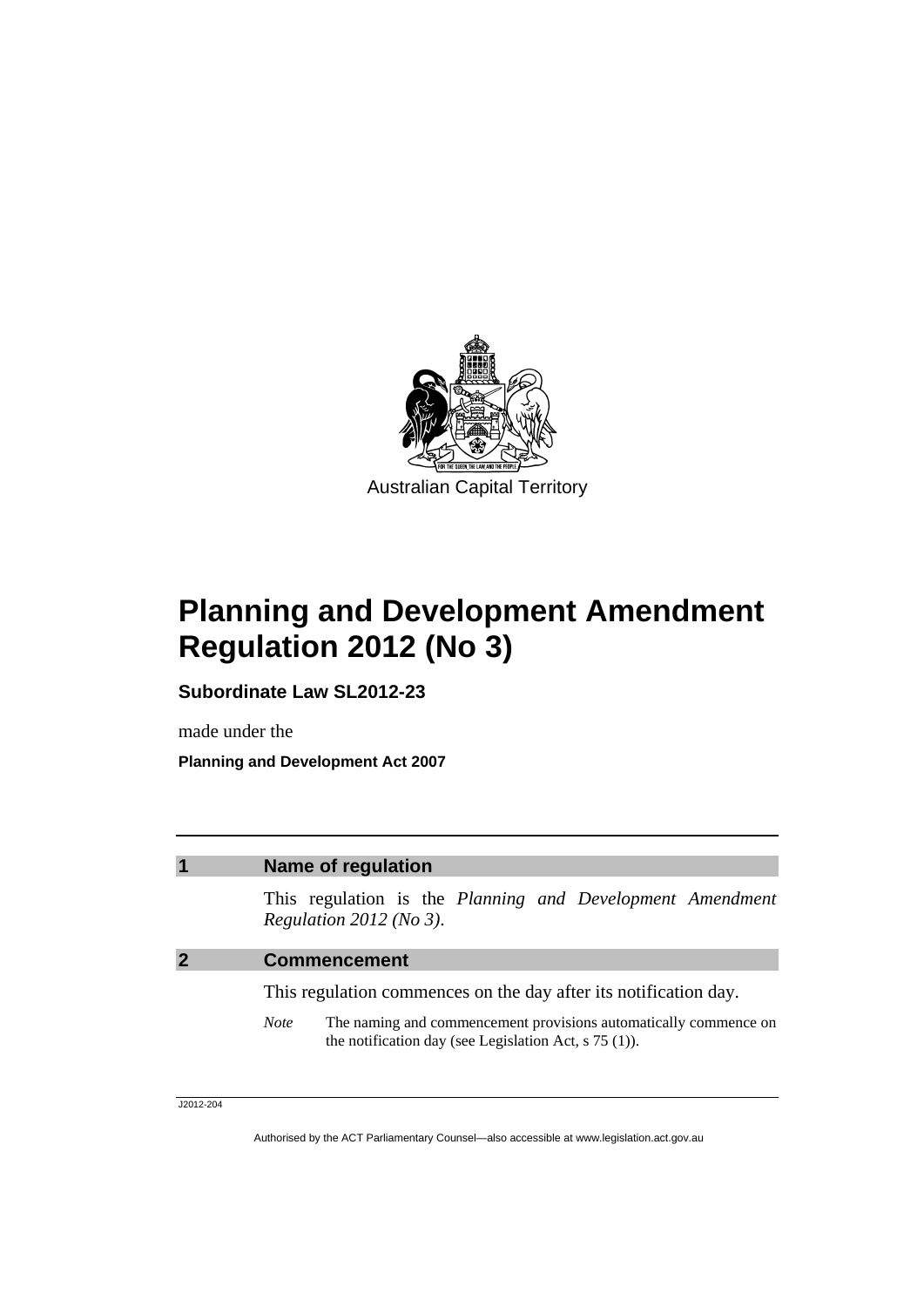Australian Capital Territory

# Planning and Development Amendment Regulation 2012 (No 3)

**Subordinate Law SL2012-23**

made under the

**Planning and Development Act 2007**

## 1 Name of regulation

This regulation is the *Planning and Development Amendment Regulation 2012 (No 3)*.

## 2 Commencement

This regulation commences on the day after its notification day.

*Note* The naming and commencement provisions automatically commence on the notification day (see Legislation Act, s 75 (1)).

J2012-204

Authorised by the ACT Parliamentary Counsel—also accessible at www.legislation.act.gov.au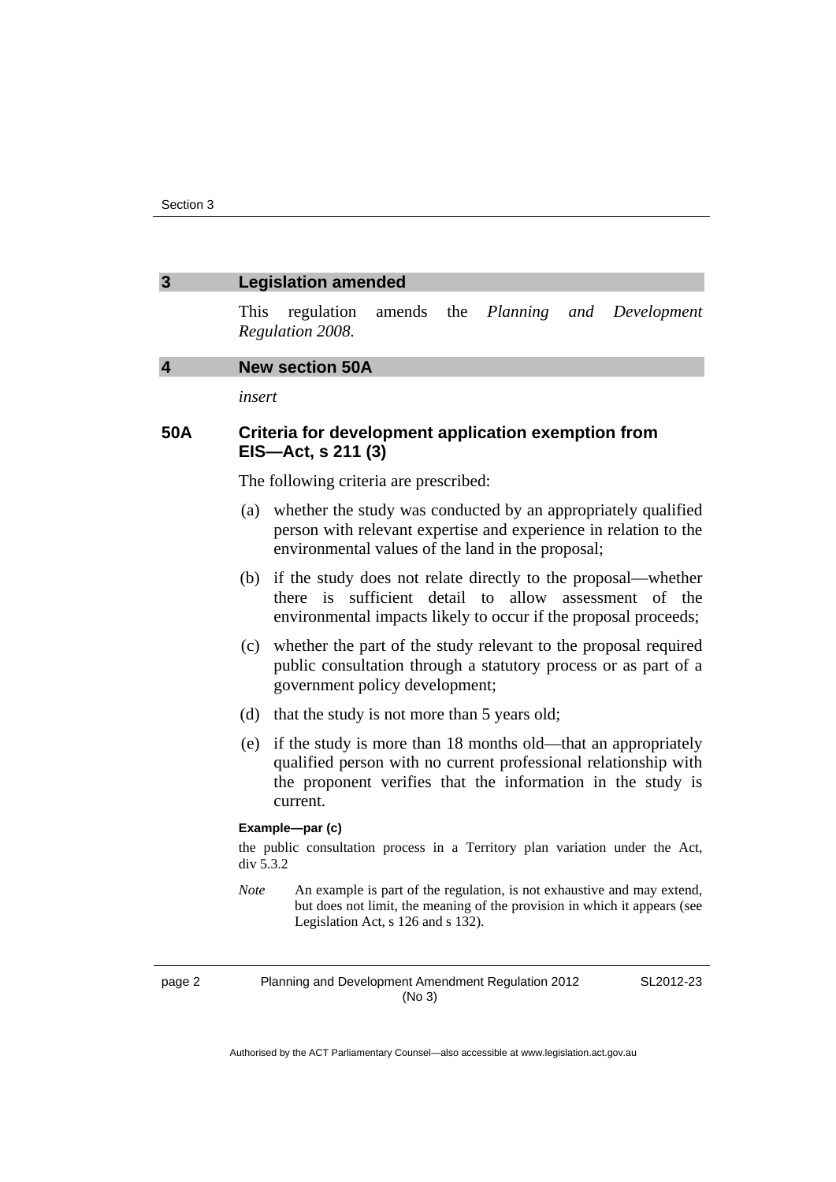## 3 Legislation amended

This regulation amends the *Planning and Development Regulation 2008.*

## 4 New section 50A

*insert*

### 50A Criteria for development application exemption from EIS—Act, s 211 (3)

The following criteria are prescribed:

(a) whether the study was conducted by an appropriately qualified person with relevant expertise and experience in relation to the environmental values of the land in the proposal;

(b) if the study does not relate directly to the proposal—whether there is sufficient detail to allow assessment of the environmental impacts likely to occur if the proposal proceeds;

(c) whether the part of the study relevant to the proposal required public consultation through a statutory process or as part of a government policy development;

(d) that the study is not more than 5 years old;

(e) if the study is more than 18 months old—that an appropriately qualified person with no current professional relationship with the proponent verifies that the information in the study is current.

**Example—par (c)**

the public consultation process in a Territory plan variation under the Act, div 5.3.2

*Note* An example is part of the regulation, is not exhaustive and may extend, but does not limit, the meaning of the provision in which it appears (see Legislation Act, s 126 and s 132).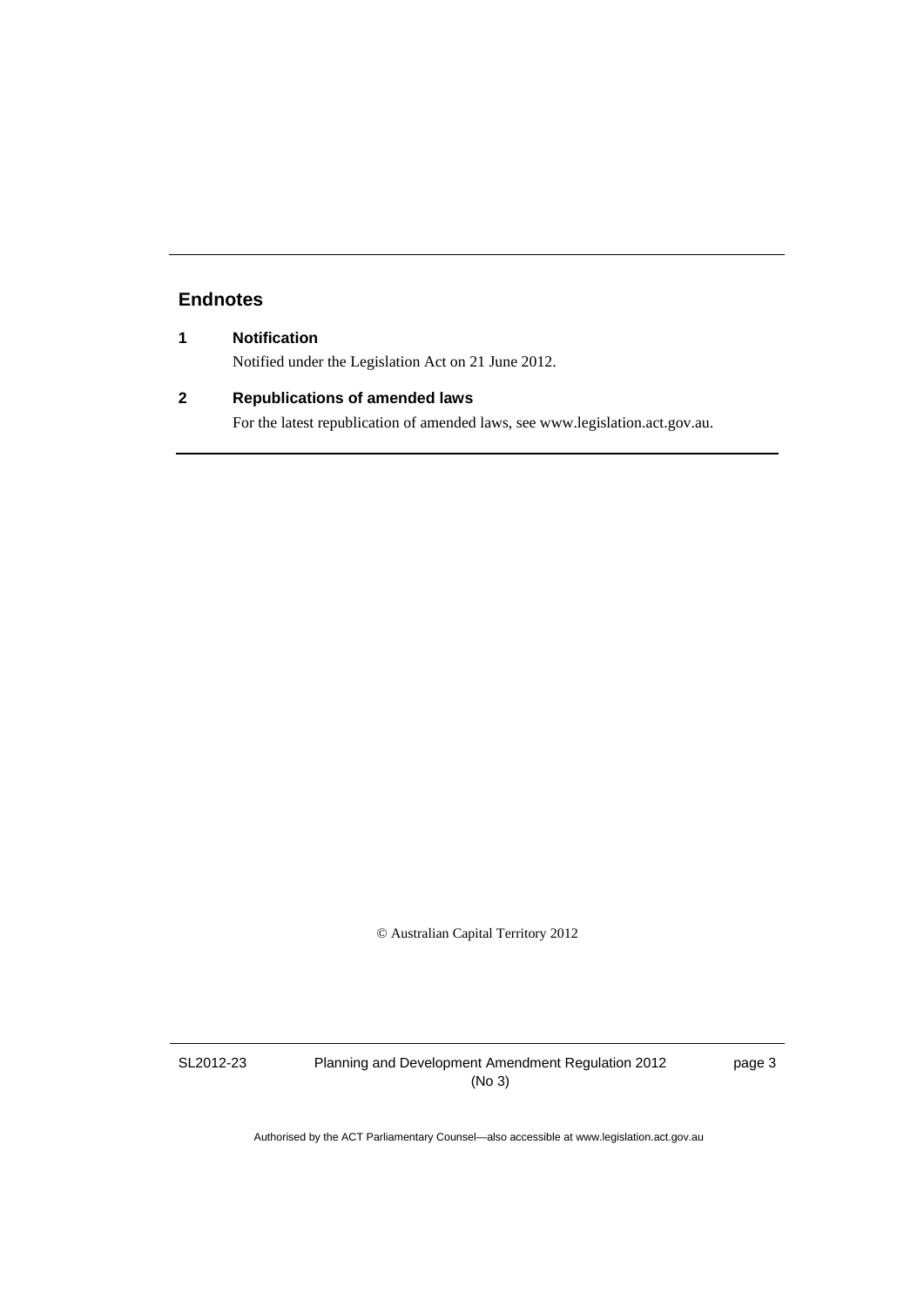## Endnotes

### 1 Notification

Notified under the Legislation Act on 21 June 2012.

### 2 Republications of amended laws

For the latest republication of amended laws, see www.legislation.act.gov.au.

© Australian Capital Territory 2012